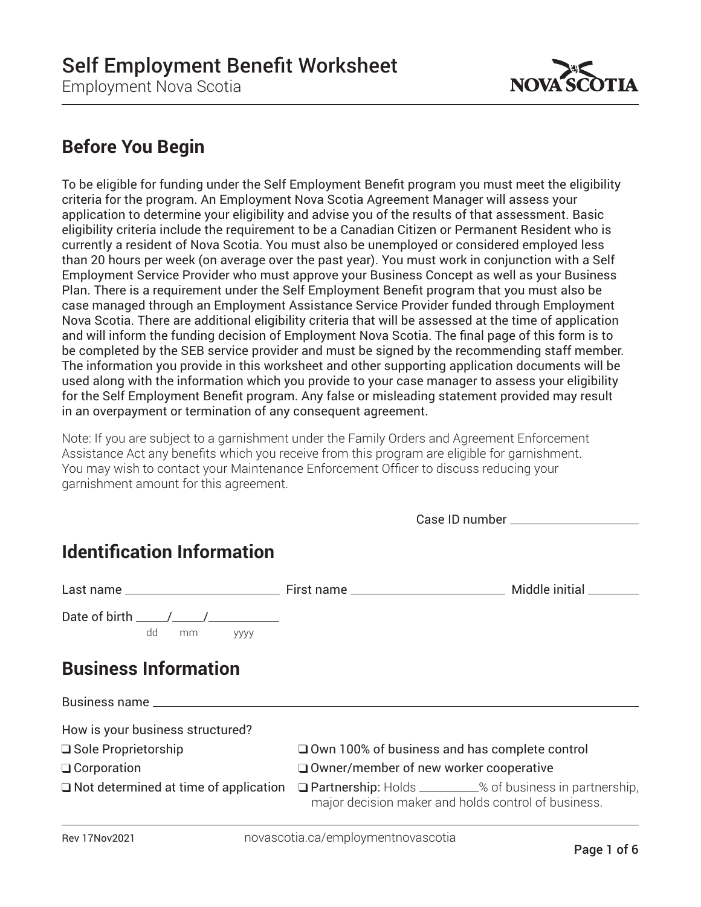# Self Employment Benefit Worksheet

Employment Nova Scotia

## Before You Begin

To be eligible for funding under the Self Employment Benefit program you must meet the eligibility criteria for the program. An Employment Nova Scotia Agreement Manager will assess your application to determine your eligibility and advise you of the results of that assessment. Basic eligibility criteria include the requirement to be a Canadian Citizen or Permanent Resident who is currently a resident of Nova Scotia. You must also be unemployed or considered employed less than 20 hours per week (on average over the past year). You must work in conjunction with a Self Employment Service Provider who must approve your Business Concept as well as your Business Plan. There is a requirement under the Self Employment Benefit program that you must also be case managed through an Employment Assistance Service Provider funded through Employment Nova Scotia. There are additional eligibility criteria that will be assessed at the time of application and will inform the funding decision of Employment Nova Scotia. The final page of this form is to be completed by the SEB service provider and must be signed by the recommending staff member. The information you provide in this worksheet and other supporting application documents will be used along with the information which you provide to your case manager to assess your eligibility for the Self Employment Benefit program. Any false or misleading statement provided may result in an overpayment or termination of any consequent agreement.

Note: If you are subject to a garnishment under the Family Orders and Agreement Enforcement Assistance Act any benefits which you receive from this program are eligible for garnishment. You may wish to contact your Maintenance Enforcement Officer to discuss reducing your garnishment amount for this agreement.

Case ID number ____________________

## Identification Information

Last name ______________________ First name ______________________ Middle initial ________

Date of birth _____/_____/__________
dd mm yyyy

## Business Information

Business name ____________________________________________

How is your business structured?

- ❑ Sole Proprietorship
- ❑ Corporation
- ❑ Not determined at time of application
- ❑ Own 100% of business and has complete control
- ❑ Owner/member of new worker cooperative
- ❑ Partnership: Holds _________% of business in partnership, major decision maker and holds control of business.

Rev 17Nov2021 novascotia.ca/employmentnovascotia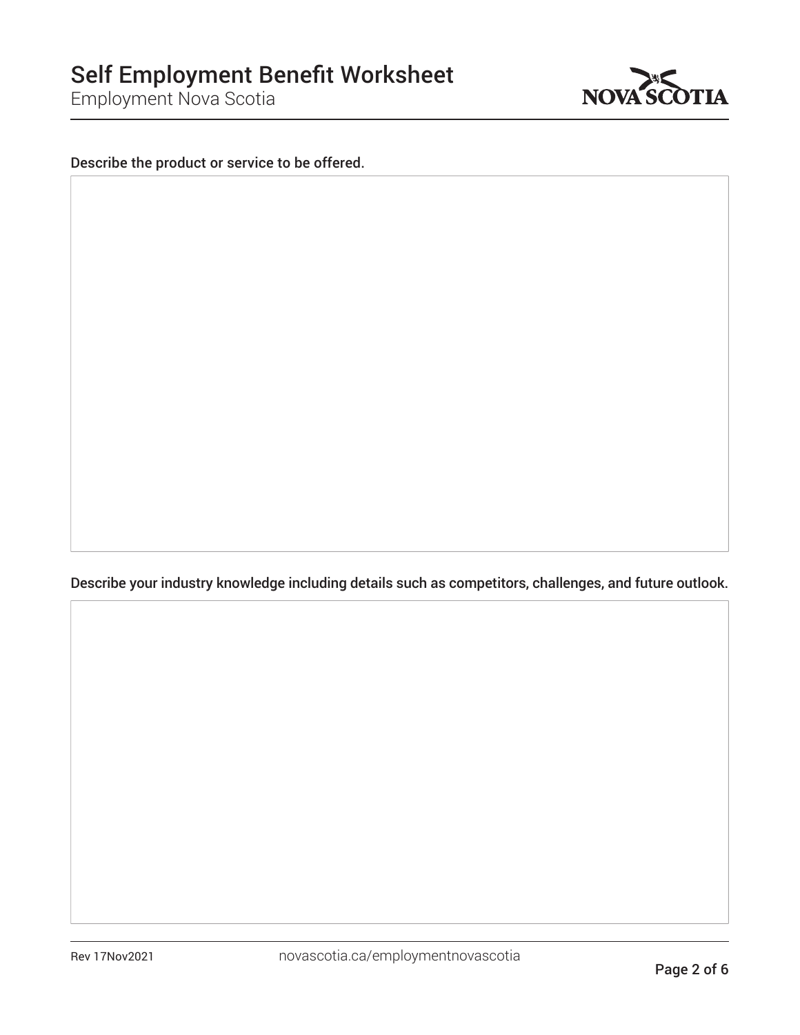Describe the product or service to be offered.

Describe your industry knowledge including details such as competitors, challenges, and future outlook.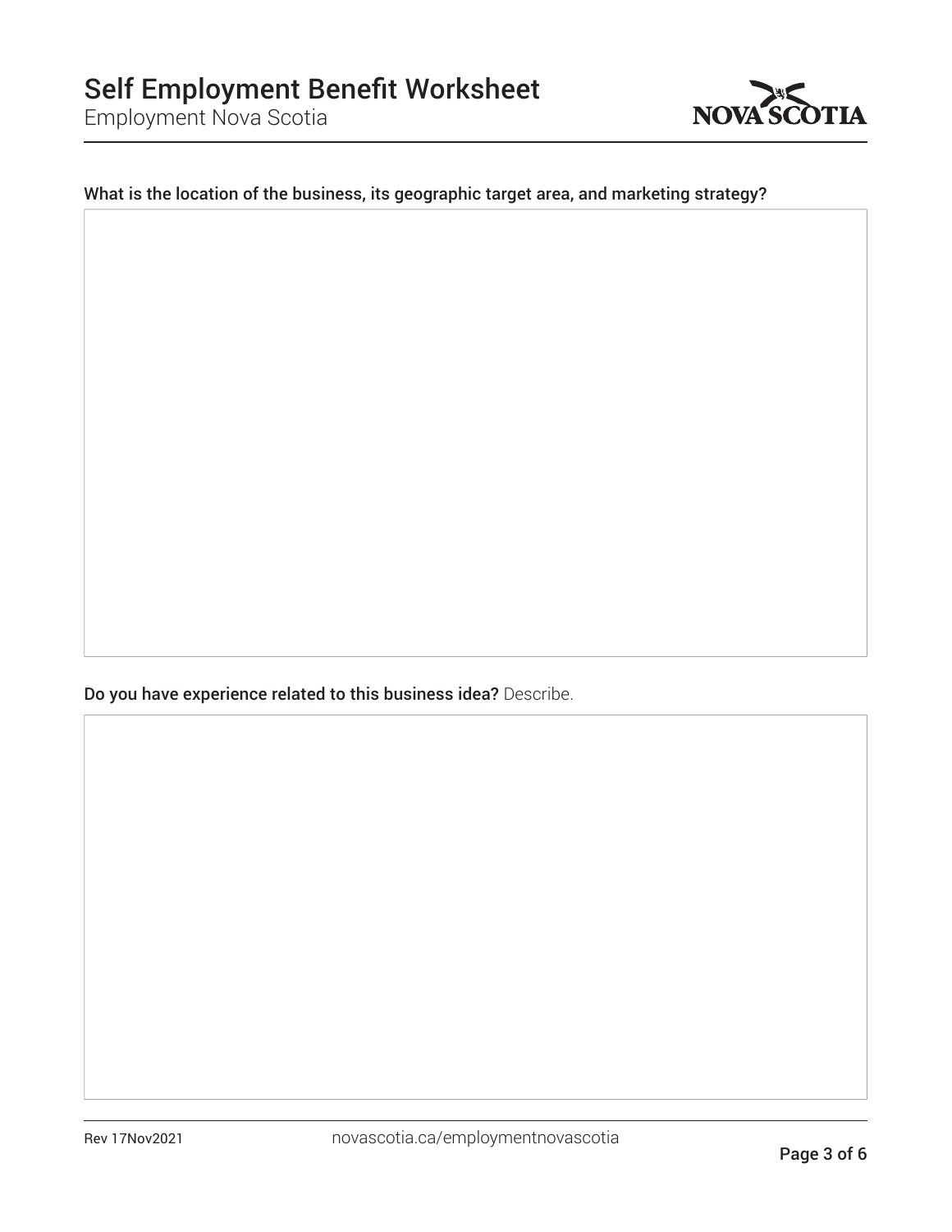**What is the location of the business, its geographic target area, and marketing strategy?**

**Do you have experience related to this business idea?** Describe.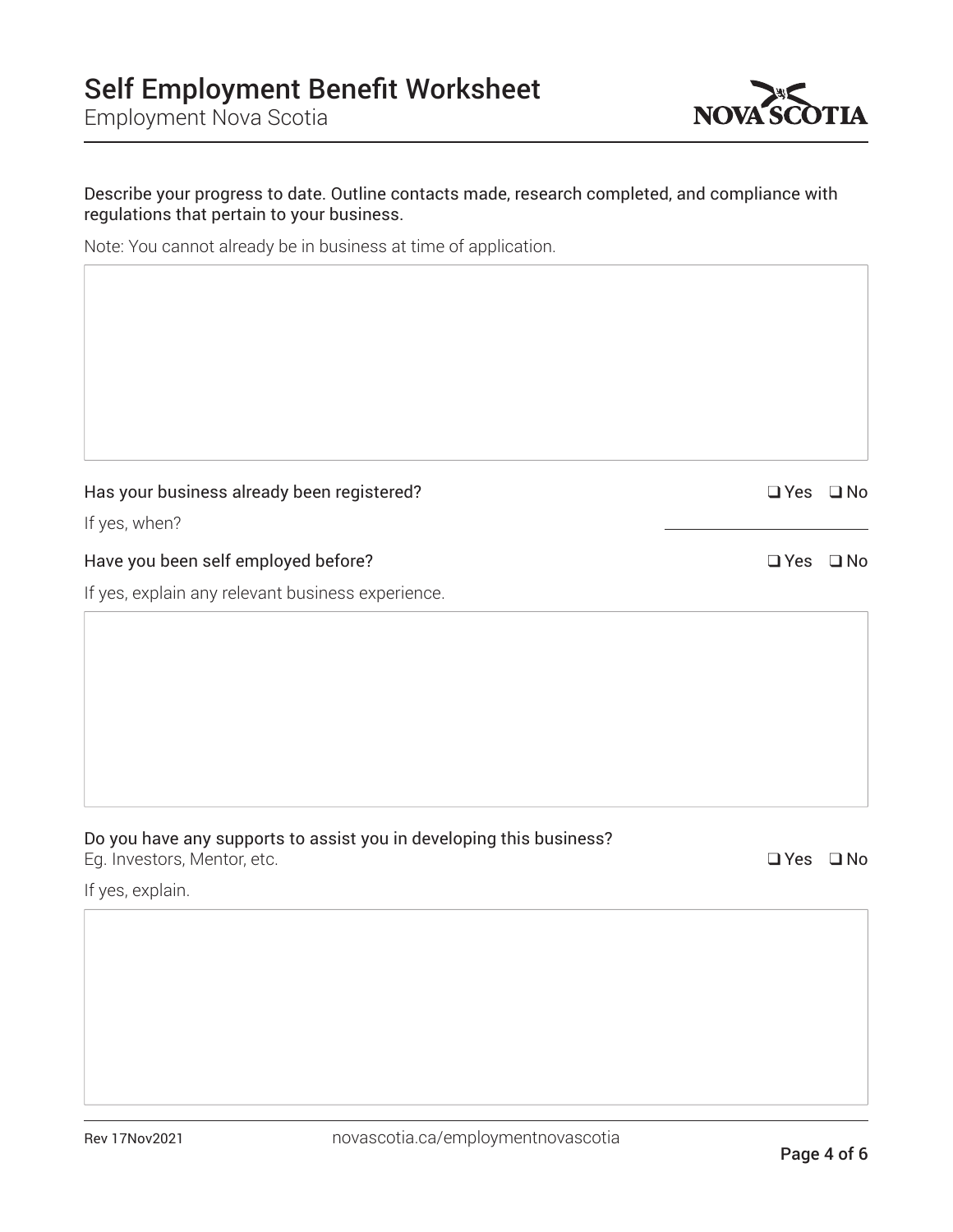Describe your progress to date. Outline contacts made, research completed, and compliance with regulations that pertain to your business.

Note: You cannot already be in business at time of application.

Has your business already been registered? ❑ Yes ❑ No

If yes, when? ______________

Have you been self employed before? ❑ Yes ❑ No

If yes, explain any relevant business experience.

Do you have any supports to assist you in developing this business?
Eg. Investors, Mentor, etc. ❑ Yes ❑ No

If yes, explain.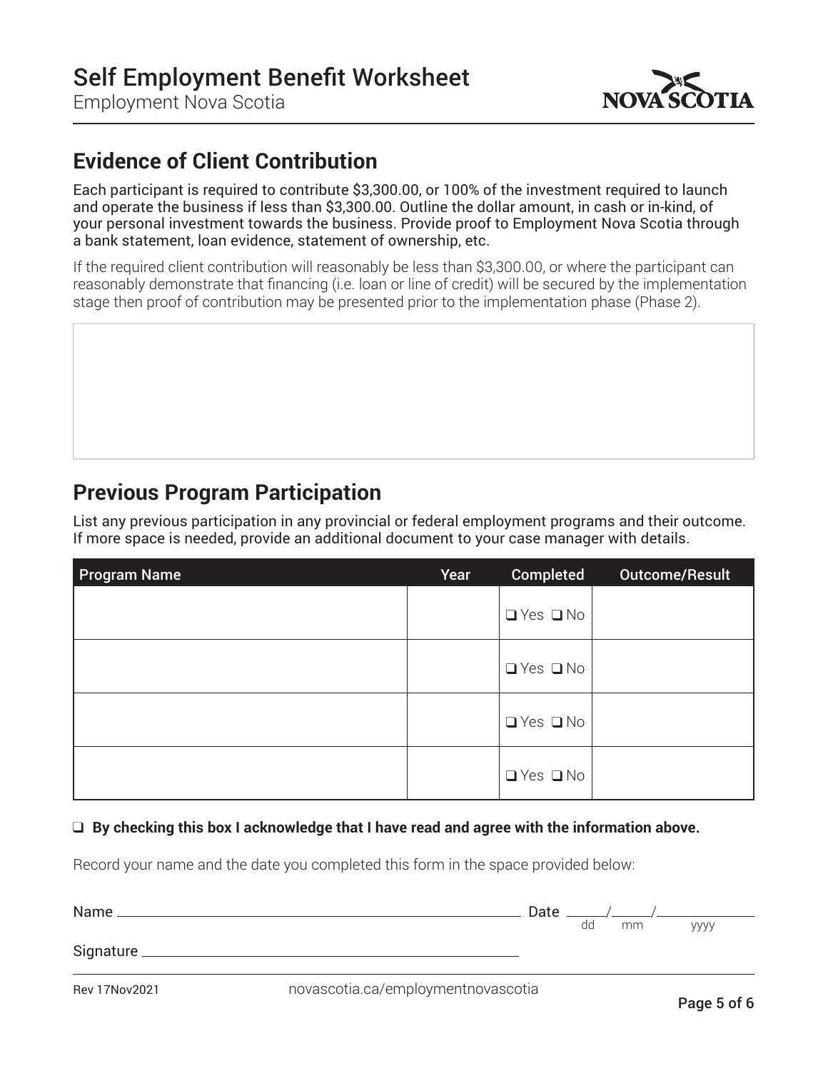# Self Employment Benefit Worksheet

Employment Nova Scotia

## Evidence of Client Contribution

Each participant is required to contribute $3,300.00, or 100% of the investment required to launch and operate the business if less than $3,300.00. Outline the dollar amount, in cash or in-kind, of your personal investment towards the business. Provide proof to Employment Nova Scotia through a bank statement, loan evidence, statement of ownership, etc.

If the required client contribution will reasonably be less than $3,300.00, or where the participant can reasonably demonstrate that financing (i.e. loan or line of credit) will be secured by the implementation stage then proof of contribution may be presented prior to the implementation phase (Phase 2).

## Previous Program Participation

List any previous participation in any provincial or federal employment programs and their outcome. If more space is needed, provide an additional document to your case manager with details.

| Program Name | Year | Completed | Outcome/Result |
|---|---|---|---|
| | | ❑ Yes ❑ No | |
| | | ❑ Yes ❑ No | |
| | | ❑ Yes ❑ No | |
| | | ❑ Yes ❑ No | |

❑ **By checking this box I acknowledge that I have read and agree with the information above.**

Record your name and the date you completed this form in the space provided below:

Name ____________________________ Date ____/____/________ (dd mm yyyy)

Signature ____________________________

Rev 17Nov2021

novascotia.ca/employmentnovascotia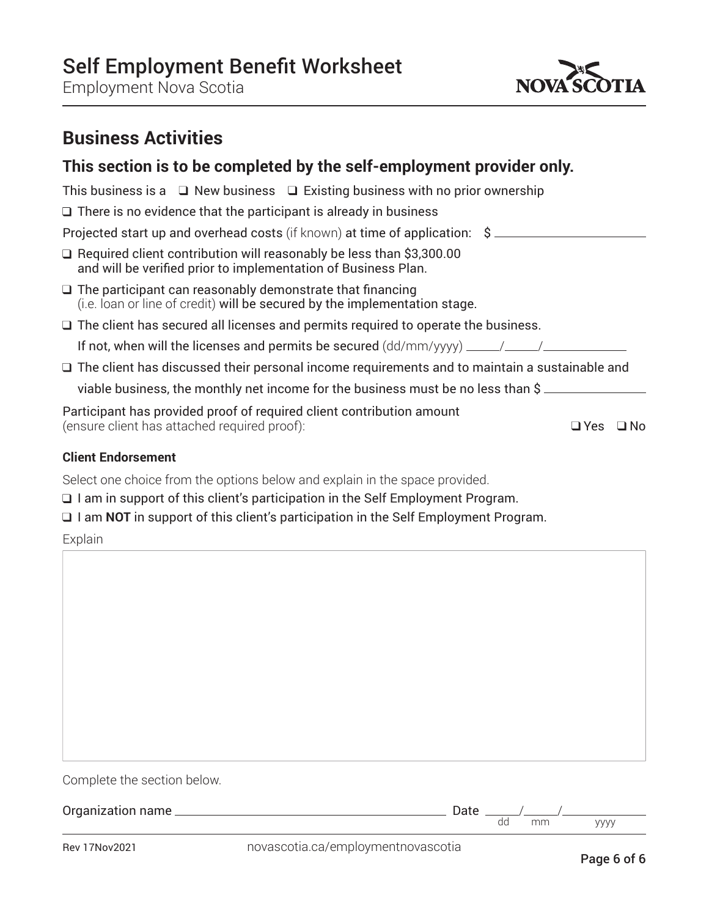# Self Employment Benefit Worksheet

Employment Nova Scotia

## Business Activities

### This section is to be completed by the self-employment provider only.

This business is a ❑ New business ❑ Existing business with no prior ownership

❑ There is no evidence that the participant is already in business

Projected start up and overhead costs (if known) at time of application: $ \_\_\_\_\_\_\_\_\_\_\_\_\_\_\_\_\_\_\_\_

❑ Required client contribution will reasonably be less than $3,300.00 and will be verified prior to implementation of Business Plan.

❑ The participant can reasonably demonstrate that financing (i.e. loan or line of credit) will be secured by the implementation stage.

❑ The client has secured all licenses and permits required to operate the business.

If not, when will the licenses and permits be secured (dd/mm/yyyy) \_\_\_\_\_/\_\_\_\_\_/\_\_\_\_\_\_\_\_\_\_

❑ The client has discussed their personal income requirements and to maintain a sustainable and viable business, the monthly net income for the business must be no less than $ \_\_\_\_\_\_\_\_\_\_\_\_\_\_

Participant has provided proof of required client contribution amount (ensure client has attached required proof): ❑ Yes ❑ No

**Client Endorsement**

Select one choice from the options below and explain in the space provided.

❑ I am in support of this client's participation in the Self Employment Program.

❑ I am **NOT** in support of this client's participation in the Self Employment Program.

Explain

Complete the section below.

Organization name \_\_\_\_\_\_\_\_\_\_\_\_\_\_\_\_\_\_\_\_\_\_\_\_\_\_\_\_\_\_\_\_\_\_\_\_\_\_\_\_ Date \_\_\_\_\_/\_\_\_\_\_/\_\_\_\_\_\_\_\_\_\_ (dd mm yyyy)

Rev 17Nov2021

novascotia.ca/employmentnovascotia